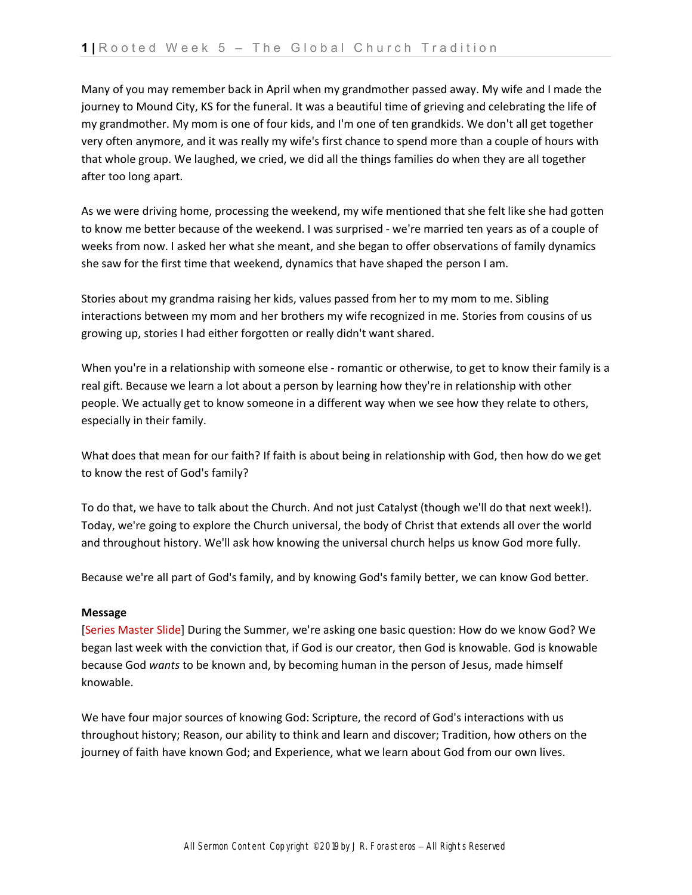Many of you may remember back in April when my grandmother passed away. My wife and I made the journey to Mound City, KS for the funeral. It was a beautiful time of grieving and celebrating the life of my grandmother. My mom is one of four kids, and I'm one of ten grandkids. We don't all get together very often anymore, and it was really my wife's first chance to spend more than a couple of hours with that whole group. We laughed, we cried, we did all the things families do when they are all together after too long apart.

As we were driving home, processing the weekend, my wife mentioned that she felt like she had gotten to know me better because of the weekend. I was surprised - we're married ten years as of a couple of weeks from now. I asked her what she meant, and she began to offer observations of family dynamics she saw for the first time that weekend, dynamics that have shaped the person I am.

Stories about my grandma raising her kids, values passed from her to my mom to me. Sibling interactions between my mom and her brothers my wife recognized in me. Stories from cousins of us growing up, stories I had either forgotten or really didn't want shared.

When you're in a relationship with someone else - romantic or otherwise, to get to know their family is a real gift. Because we learn a lot about a person by learning how they're in relationship with other people. We actually get to know someone in a different way when we see how they relate to others, especially in their family.

What does that mean for our faith? If faith is about being in relationship with God, then how do we get to know the rest of God's family?

To do that, we have to talk about the Church. And not just Catalyst (though we'll do that next week!). Today, we're going to explore the Church universal, the body of Christ that extends all over the world and throughout history. We'll ask how knowing the universal church helps us know God more fully.

Because we're all part of God's family, and by knowing God's family better, we can know God better.

**Message**

[Series Master Slide] During the Summer, we're asking one basic question: How do we know God? We began last week with the conviction that, if God is our creator, then God is knowable. God is knowable because God *wants* to be known and, by becoming human in the person of Jesus, made himself knowable.

We have four major sources of knowing God: Scripture, the record of God's interactions with us throughout history; Reason, our ability to think and learn and discover; Tradition, how others on the journey of faith have known God; and Experience, what we learn about God from our own lives.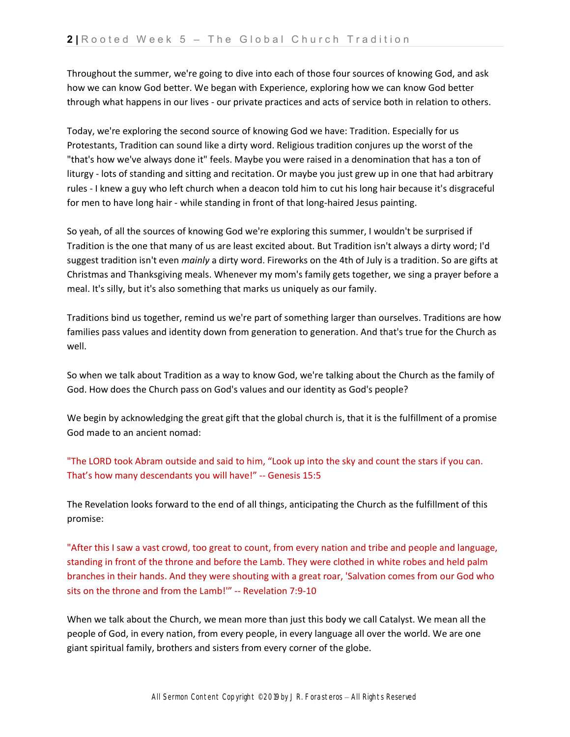Throughout the summer, we're going to dive into each of those four sources of knowing God, and ask how we can know God better. We began with Experience, exploring how we can know God better through what happens in our lives - our private practices and acts of service both in relation to others.

Today, we're exploring the second source of knowing God we have: Tradition. Especially for us Protestants, Tradition can sound like a dirty word. Religious tradition conjures up the worst of the "that's how we've always done it" feels. Maybe you were raised in a denomination that has a ton of liturgy - lots of standing and sitting and recitation. Or maybe you just grew up in one that had arbitrary rules - I knew a guy who left church when a deacon told him to cut his long hair because it's disgraceful for men to have long hair - while standing in front of that long-haired Jesus painting.

So yeah, of all the sources of knowing God we're exploring this summer, I wouldn't be surprised if Tradition is the one that many of us are least excited about. But Tradition isn't always a dirty word; I'd suggest tradition isn't even *mainly* a dirty word. Fireworks on the 4th of July is a tradition. So are gifts at Christmas and Thanksgiving meals. Whenever my mom's family gets together, we sing a prayer before a meal. It's silly, but it's also something that marks us uniquely as our family.

Traditions bind us together, remind us we're part of something larger than ourselves. Traditions are how families pass values and identity down from generation to generation. And that's true for the Church as well.

So when we talk about Tradition as a way to know God, we're talking about the Church as the family of God. How does the Church pass on God's values and our identity as God's people?

We begin by acknowledging the great gift that the global church is, that it is the fulfillment of a promise God made to an ancient nomad:

"The LORD took Abram outside and said to him, "Look up into the sky and count the stars if you can. That's how many descendants you will have!" -- Genesis 15:5

The Revelation looks forward to the end of all things, anticipating the Church as the fulfillment of this promise:

"After this I saw a vast crowd, too great to count, from every nation and tribe and people and language, standing in front of the throne and before the Lamb. They were clothed in white robes and held palm branches in their hands. And they were shouting with a great roar, 'Salvation comes from our God who sits on the throne and from the Lamb!'" -- Revelation 7:9-10

When we talk about the Church, we mean more than just this body we call Catalyst. We mean all the people of God, in every nation, from every people, in every language all over the world. We are one giant spiritual family, brothers and sisters from every corner of the globe.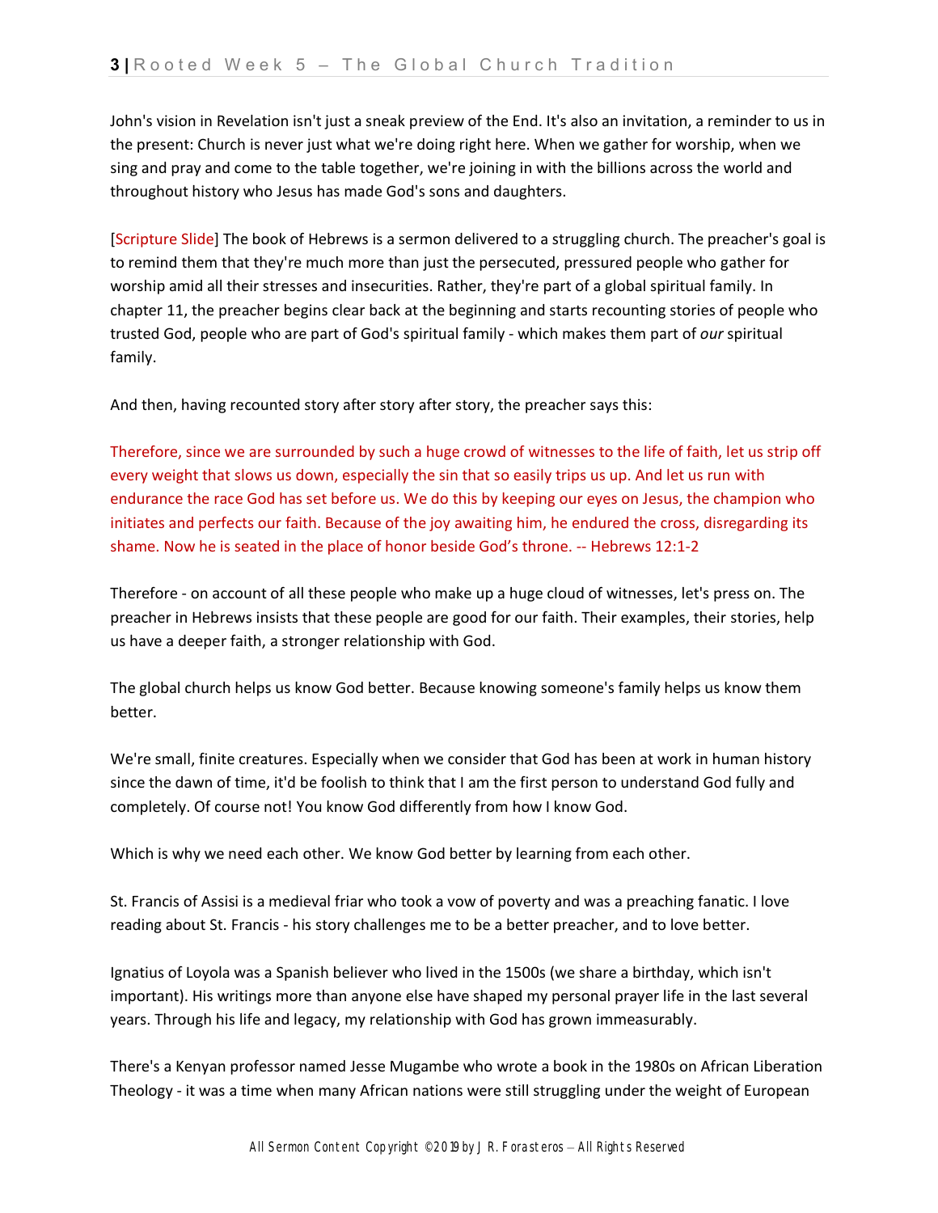John's vision in Revelation isn't just a sneak preview of the End. It's also an invitation, a reminder to us in the present: Church is never just what we're doing right here. When we gather for worship, when we sing and pray and come to the table together, we're joining in with the billions across the world and throughout history who Jesus has made God's sons and daughters.

[Scripture Slide] The book of Hebrews is a sermon delivered to a struggling church. The preacher's goal is to remind them that they're much more than just the persecuted, pressured people who gather for worship amid all their stresses and insecurities. Rather, they're part of a global spiritual family. In chapter 11, the preacher begins clear back at the beginning and starts recounting stories of people who trusted God, people who are part of God's spiritual family - which makes them part of *our* spiritual family.

And then, having recounted story after story after story, the preacher says this:

Therefore, since we are surrounded by such a huge crowd of witnesses to the life of faith, let us strip off every weight that slows us down, especially the sin that so easily trips us up. And let us run with endurance the race God has set before us. We do this by keeping our eyes on Jesus, the champion who initiates and perfects our faith. Because of the joy awaiting him, he endured the cross, disregarding its shame. Now he is seated in the place of honor beside God's throne. -- Hebrews 12:1-2

Therefore - on account of all these people who make up a huge cloud of witnesses, let's press on. The preacher in Hebrews insists that these people are good for our faith. Their examples, their stories, help us have a deeper faith, a stronger relationship with God.

The global church helps us know God better. Because knowing someone's family helps us know them better.

We're small, finite creatures. Especially when we consider that God has been at work in human history since the dawn of time, it'd be foolish to think that I am the first person to understand God fully and completely. Of course not! You know God differently from how I know God.

Which is why we need each other. We know God better by learning from each other.

St. Francis of Assisi is a medieval friar who took a vow of poverty and was a preaching fanatic. I love reading about St. Francis - his story challenges me to be a better preacher, and to love better.

Ignatius of Loyola was a Spanish believer who lived in the 1500s (we share a birthday, which isn't important). His writings more than anyone else have shaped my personal prayer life in the last several years. Through his life and legacy, my relationship with God has grown immeasurably.

There's a Kenyan professor named Jesse Mugambe who wrote a book in the 1980s on African Liberation Theology - it was a time when many African nations were still struggling under the weight of European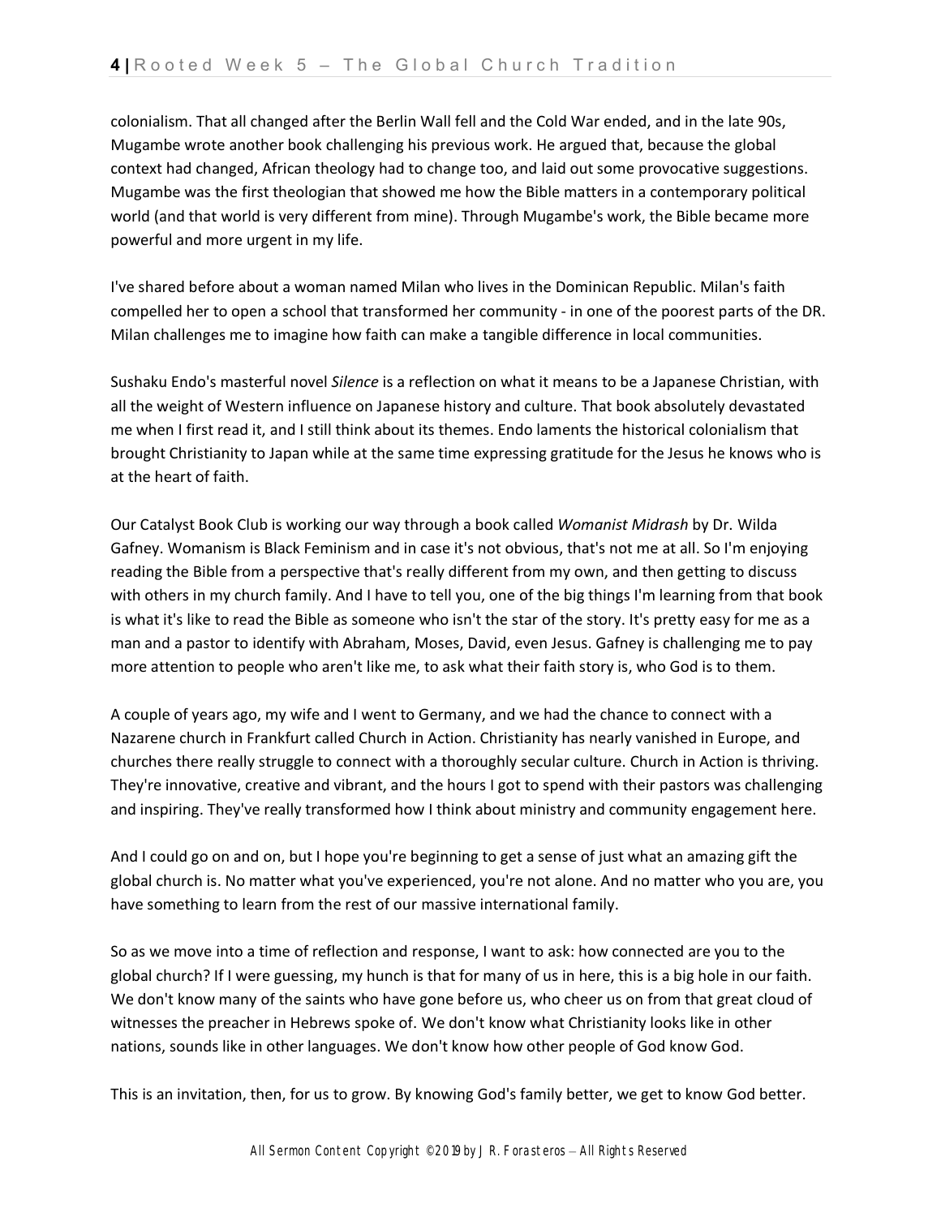colonialism. That all changed after the Berlin Wall fell and the Cold War ended, and in the late 90s, Mugambe wrote another book challenging his previous work. He argued that, because the global context had changed, African theology had to change too, and laid out some provocative suggestions. Mugambe was the first theologian that showed me how the Bible matters in a contemporary political world (and that world is very different from mine). Through Mugambe's work, the Bible became more powerful and more urgent in my life.

I've shared before about a woman named Milan who lives in the Dominican Republic. Milan's faith compelled her to open a school that transformed her community - in one of the poorest parts of the DR. Milan challenges me to imagine how faith can make a tangible difference in local communities.

Sushaku Endo's masterful novel *Silence* is a reflection on what it means to be a Japanese Christian, with all the weight of Western influence on Japanese history and culture. That book absolutely devastated me when I first read it, and I still think about its themes. Endo laments the historical colonialism that brought Christianity to Japan while at the same time expressing gratitude for the Jesus he knows who is at the heart of faith.

Our Catalyst Book Club is working our way through a book called *Womanist Midrash* by Dr. Wilda Gafney. Womanism is Black Feminism and in case it's not obvious, that's not me at all. So I'm enjoying reading the Bible from a perspective that's really different from my own, and then getting to discuss with others in my church family. And I have to tell you, one of the big things I'm learning from that book is what it's like to read the Bible as someone who isn't the star of the story. It's pretty easy for me as a man and a pastor to identify with Abraham, Moses, David, even Jesus. Gafney is challenging me to pay more attention to people who aren't like me, to ask what their faith story is, who God is to them.

A couple of years ago, my wife and I went to Germany, and we had the chance to connect with a Nazarene church in Frankfurt called Church in Action. Christianity has nearly vanished in Europe, and churches there really struggle to connect with a thoroughly secular culture. Church in Action is thriving. They're innovative, creative and vibrant, and the hours I got to spend with their pastors was challenging and inspiring. They've really transformed how I think about ministry and community engagement here.

And I could go on and on, but I hope you're beginning to get a sense of just what an amazing gift the global church is. No matter what you've experienced, you're not alone. And no matter who you are, you have something to learn from the rest of our massive international family.

So as we move into a time of reflection and response, I want to ask: how connected are you to the global church? If I were guessing, my hunch is that for many of us in here, this is a big hole in our faith. We don't know many of the saints who have gone before us, who cheer us on from that great cloud of witnesses the preacher in Hebrews spoke of. We don't know what Christianity looks like in other nations, sounds like in other languages. We don't know how other people of God know God.

This is an invitation, then, for us to grow. By knowing God's family better, we get to know God better.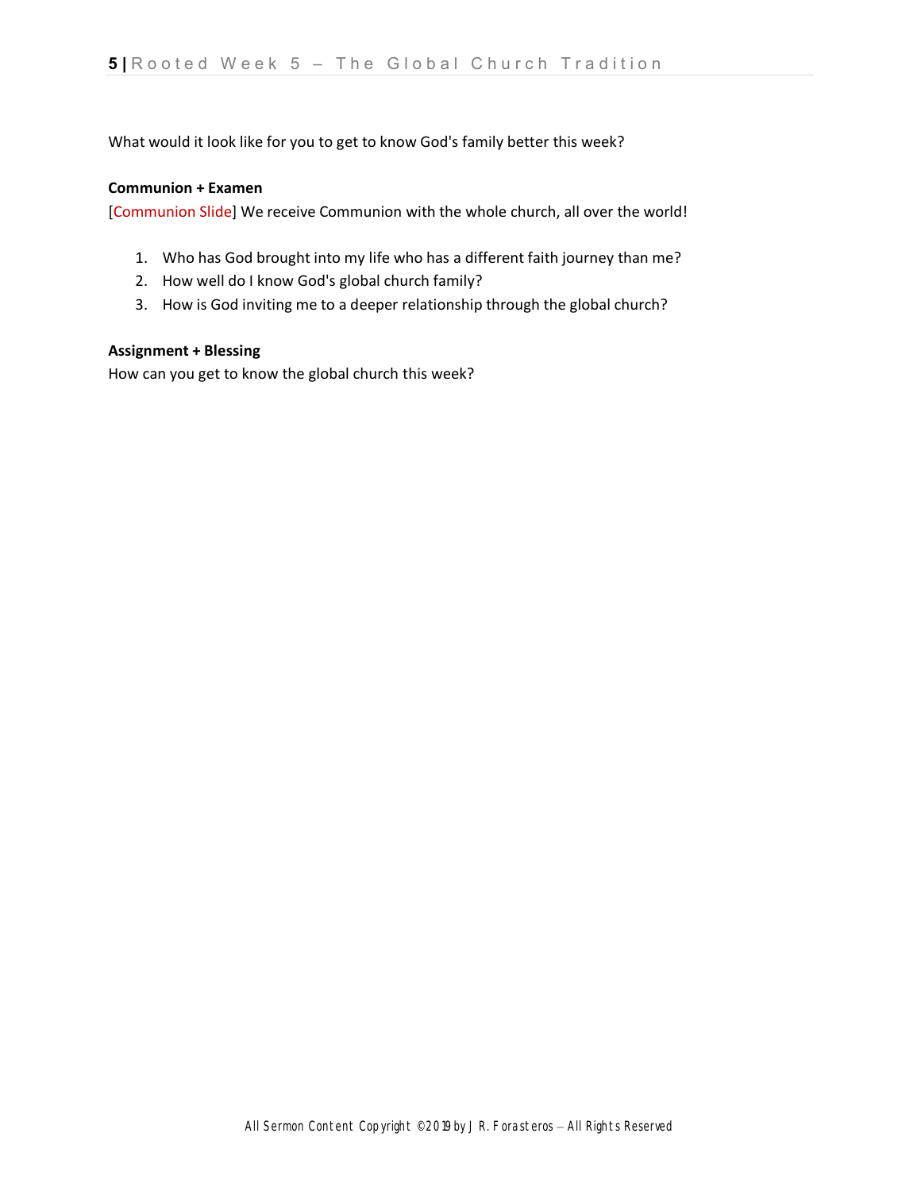What would it look like for you to get to know God's family better this week?

**Communion + Examen**

[Communion Slide] We receive Communion with the whole church, all over the world!

1. Who has God brought into my life who has a different faith journey than me?
2. How well do I know God's global church family?
3. How is God inviting me to a deeper relationship through the global church?

**Assignment + Blessing**

How can you get to know the global church this week?